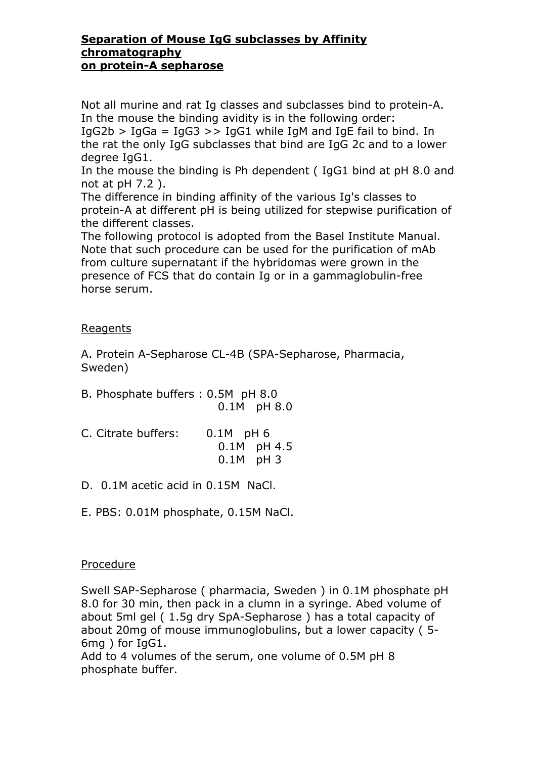**Separation of Mouse IgG subclasses by Affinity chromatography on protein-A sepharose**

Not all murine and rat Ig classes and subclasses bind to protein-A. In the mouse the binding avidity is in the following order: IgG2b > IgGa = IgG3 >> IgG1 while IgM and IgE fail to bind. In the rat the only IgG subclasses that bind are IgG 2c and to a lower degree IgG1.
In the mouse the binding is Ph dependent ( IgG1 bind at pH 8.0 and not at pH 7.2 ).
The difference in binding affinity of the various Ig's classes to protein-A at different pH is being utilized for stepwise purification of the different classes.
The following protocol is adopted from the Basel Institute Manual. Note that such procedure can be used for the purification of mAb from culture supernatant if the hybridomas were grown in the presence of FCS that do contain Ig or in a gammaglobulin-free horse serum.

Reagents

A. Protein A-Sepharose CL-4B (SPA-Sepharose, Pharmacia, Sweden)

B. Phosphate buffers : 0.5M pH 8.0
0.1M pH 8.0

C. Citrate buffers: 0.1M pH 6
0.1M pH 4.5
0.1M pH 3

D. 0.1M acetic acid in 0.15M NaCl.

E. PBS: 0.01M phosphate, 0.15M NaCl.

Procedure

Swell SAP-Sepharose ( pharmacia, Sweden ) in 0.1M phosphate pH 8.0 for 30 min, then pack in a clumn in a syringe. Abed volume of about 5ml gel ( 1.5g dry SpA-Sepharose ) has a total capacity of about 20mg of mouse immunoglobulins, but a lower capacity ( 5-6mg ) for IgG1.
Add to 4 volumes of the serum, one volume of 0.5M pH 8 phosphate buffer.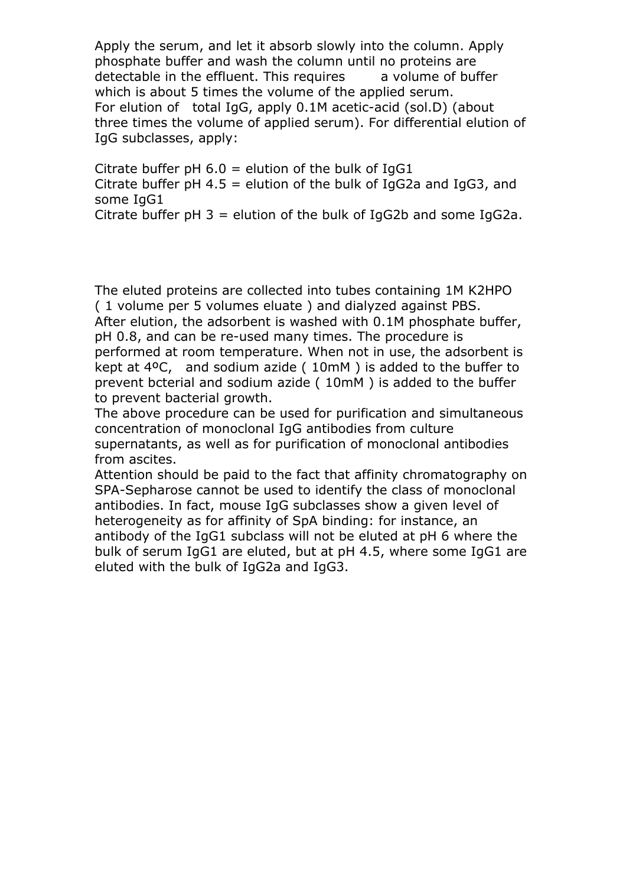Apply the serum, and let it absorb slowly into the column. Apply phosphate buffer and wash the column until no proteins are detectable in the effluent. This requires a volume of buffer which is about 5 times the volume of the applied serum.
For elution of total IgG, apply 0.1M acetic-acid (sol.D) (about three times the volume of applied serum). For differential elution of IgG subclasses, apply:

Citrate buffer pH 6.0 = elution of the bulk of IgG1
Citrate buffer pH 4.5 = elution of the bulk of IgG2a and IgG3, and some IgG1
Citrate buffer pH 3 = elution of the bulk of IgG2b and some IgG2a.

The eluted proteins are collected into tubes containing 1M $K_2HPO$ ( 1 volume per 5 volumes eluate ) and dialyzed against PBS.
After elution, the adsorbent is washed with 0.1M phosphate buffer, pH 0.8, and can be re-used many times. The procedure is performed at room temperature. When not in use, the adsorbent is kept at 4ºC, and sodium azide ( 10mM ) is added to the buffer to prevent bcterial and sodium azide ( 10mM ) is added to the buffer to prevent bacterial growth.
The above procedure can be used for purification and simultaneous concentration of monoclonal IgG antibodies from culture supernatants, as well as for purification of monoclonal antibodies from ascites.
Attention should be paid to the fact that affinity chromatography on SPA-Sepharose cannot be used to identify the class of monoclonal antibodies. In fact, mouse IgG subclasses show a given level of heterogeneity as for affinity of SpA binding: for instance, an antibody of the IgG1 subclass will not be eluted at pH 6 where the bulk of serum IgG1 are eluted, but at pH 4.5, where some IgG1 are eluted with the bulk of IgG2a and IgG3.